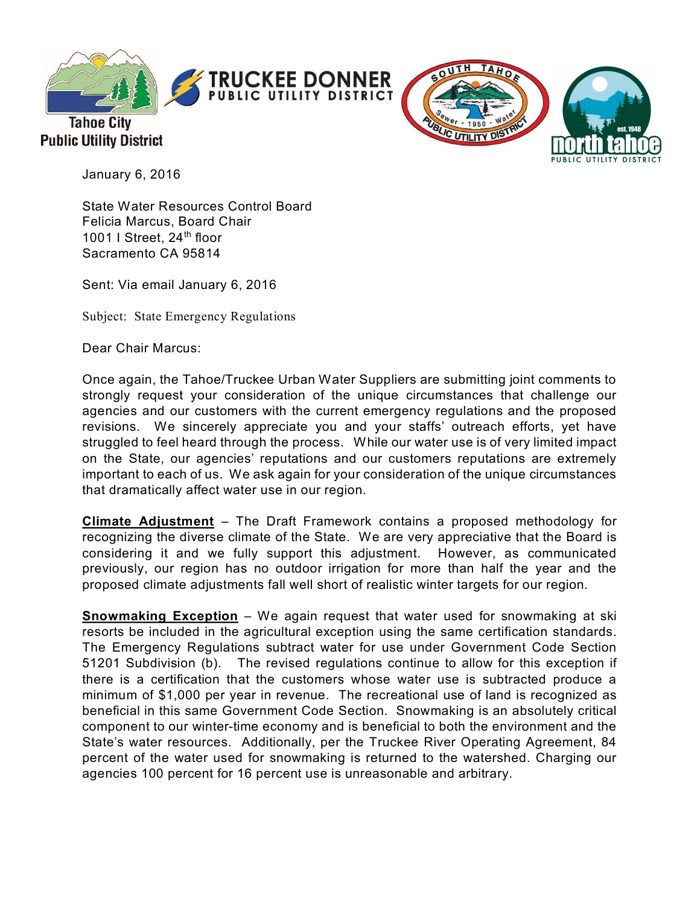Tahoe City Public Utility District

TRUCKEE DONNER PUBLIC UTILITY DISTRICT

SOUTH TAHOE PUBLIC UTILITY DISTRICT

north tahoe PUBLIC UTILITY DISTRICT

January 6, 2016

State Water Resources Control Board
Felicia Marcus, Board Chair
1001 I Street, 24th floor
Sacramento CA 95814

Sent: Via email January 6, 2016

Subject: State Emergency Regulations

Dear Chair Marcus:

Once again, the Tahoe/Truckee Urban Water Suppliers are submitting joint comments to strongly request your consideration of the unique circumstances that challenge our agencies and our customers with the current emergency regulations and the proposed revisions. We sincerely appreciate you and your staffs' outreach efforts, yet have struggled to feel heard through the process. While our water use is of very limited impact on the State, our agencies' reputations and our customers reputations are extremely important to each of us. We ask again for your consideration of the unique circumstances that dramatically affect water use in our region.

**Climate Adjustment** – The Draft Framework contains a proposed methodology for recognizing the diverse climate of the State. We are very appreciative that the Board is considering it and we fully support this adjustment. However, as communicated previously, our region has no outdoor irrigation for more than half the year and the proposed climate adjustments fall well short of realistic winter targets for our region.

**Snowmaking Exception** – We again request that water used for snowmaking at ski resorts be included in the agricultural exception using the same certification standards. The Emergency Regulations subtract water for use under Government Code Section 51201 Subdivision (b). The revised regulations continue to allow for this exception if there is a certification that the customers whose water use is subtracted produce a minimum of $1,000 per year in revenue. The recreational use of land is recognized as beneficial in this same Government Code Section. Snowmaking is an absolutely critical component to our winter-time economy and is beneficial to both the environment and the State's water resources. Additionally, per the Truckee River Operating Agreement, 84 percent of the water used for snowmaking is returned to the watershed. Charging our agencies 100 percent for 16 percent use is unreasonable and arbitrary.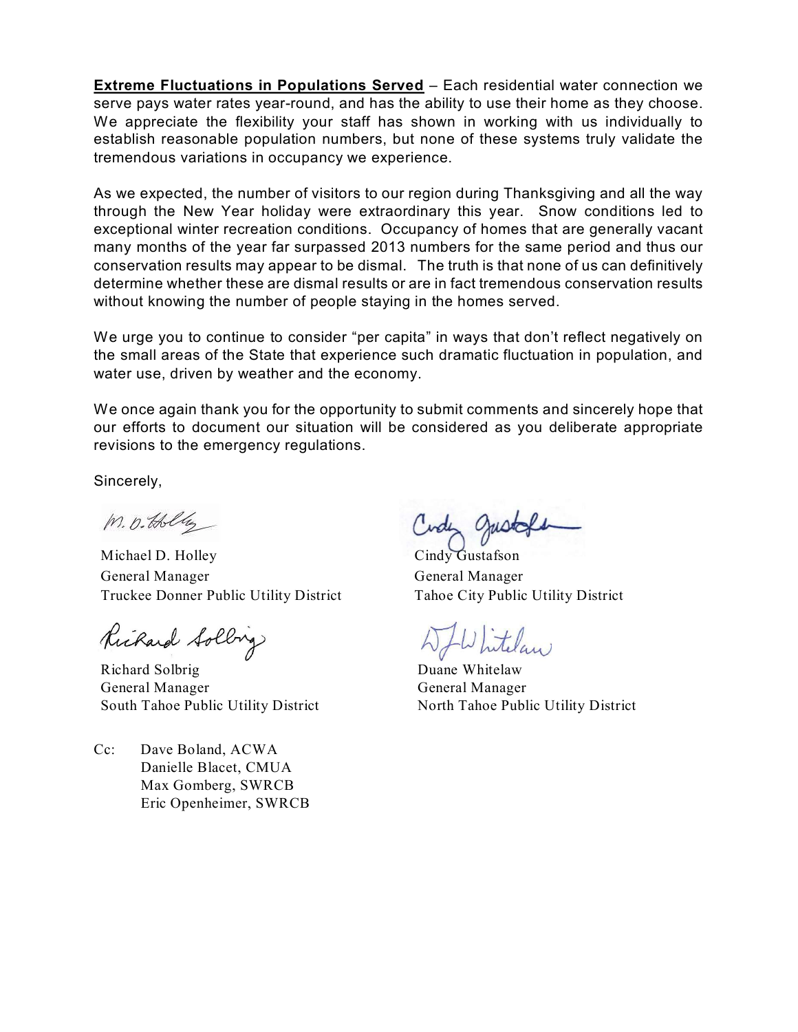**Extreme Fluctuations in Populations Served** – Each residential water connection we serve pays water rates year-round, and has the ability to use their home as they choose. We appreciate the flexibility your staff has shown in working with us individually to establish reasonable population numbers, but none of these systems truly validate the tremendous variations in occupancy we experience.

As we expected, the number of visitors to our region during Thanksgiving and all the way through the New Year holiday were extraordinary this year. Snow conditions led to exceptional winter recreation conditions. Occupancy of homes that are generally vacant many months of the year far surpassed 2013 numbers for the same period and thus our conservation results may appear to be dismal. The truth is that none of us can definitively determine whether these are dismal results or are in fact tremendous conservation results without knowing the number of people staying in the homes served.

We urge you to continue to consider "per capita" in ways that don't reflect negatively on the small areas of the State that experience such dramatic fluctuation in population, and water use, driven by weather and the economy.

We once again thank you for the opportunity to submit comments and sincerely hope that our efforts to document our situation will be considered as you deliberate appropriate revisions to the emergency regulations.

Sincerely,

Michael D. Holley
General Manager
Truckee Donner Public Utility District

Cindy Gustafson
General Manager
Tahoe City Public Utility District

Richard Solbrig
General Manager
South Tahoe Public Utility District

Duane Whitelaw
General Manager
North Tahoe Public Utility District

Cc: Dave Boland, ACWA
Danielle Blacet, CMUA
Max Gomberg, SWRCB
Eric Openheimer, SWRCB